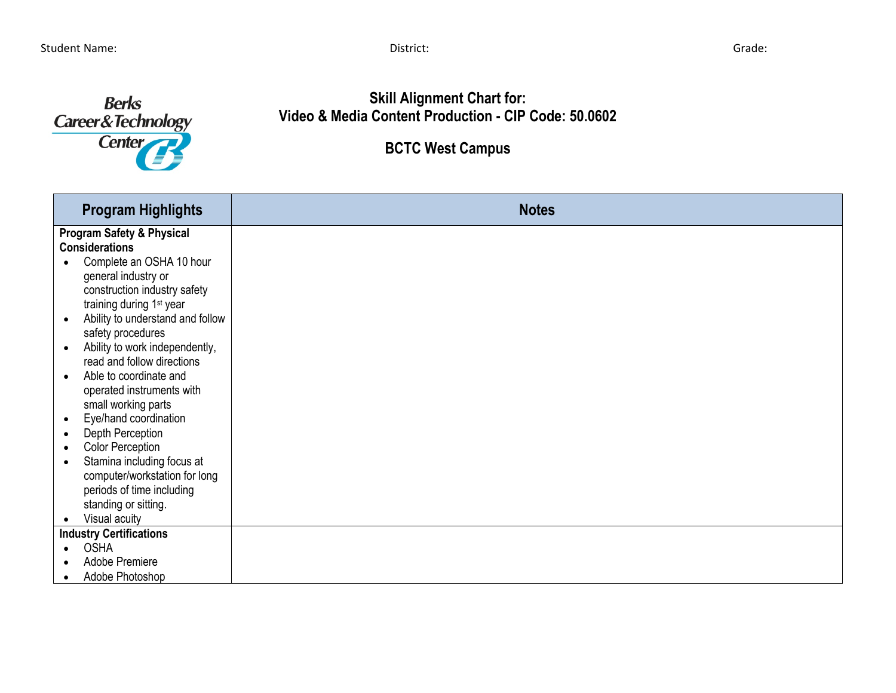Student Name: District: Grade:

Berks Career & Technology Center

# Skill Alignment Chart for:
# Video & Media Content Production - CIP Code: 50.0602

## BCTC West Campus

| Program Highlights | Notes |
|---|---|
| **Program Safety & Physical Considerations**<br>• Complete an OSHA 10 hour general industry or construction industry safety training during 1st year<br>• Ability to understand and follow safety procedures<br>• Ability to work independently, read and follow directions<br>• Able to coordinate and operated instruments with small working parts<br>• Eye/hand coordination<br>• Depth Perception<br>• Color Perception<br>• Stamina including focus at computer/workstation for long periods of time including standing or sitting.<br>• Visual acuity | |
| **Industry Certifications**<br>• OSHA<br>• Adobe Premiere<br>• Adobe Photoshop | |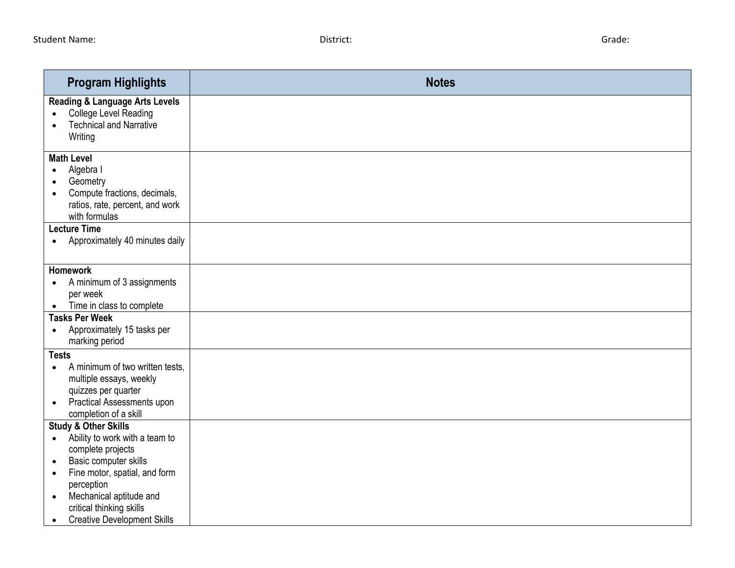Student Name: District: Grade:

| Program Highlights | Notes |
| --- | --- |
| **Reading & Language Arts Levels**<br>• College Level Reading<br>• Technical and Narrative Writing | |
| **Math Level**<br>• Algebra I<br>• Geometry<br>• Compute fractions, decimals, ratios, rate, percent, and work with formulas | |
| **Lecture Time**<br>• Approximately 40 minutes daily | |
| **Homework**<br>• A minimum of 3 assignments per week<br>• Time in class to complete | |
| **Tasks Per Week**<br>• Approximately 15 tasks per marking period | |
| **Tests**<br>• A minimum of two written tests, multiple essays, weekly quizzes per quarter<br>• Practical Assessments upon completion of a skill | |
| **Study & Other Skills**<br>• Ability to work with a team to complete projects<br>• Basic computer skills<br>• Fine motor, spatial, and form perception<br>• Mechanical aptitude and critical thinking skills<br>• Creative Development Skills | |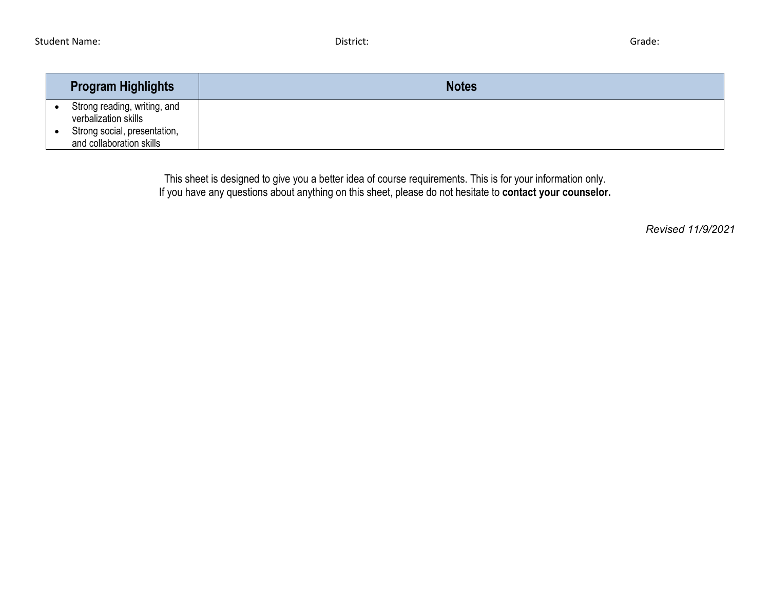Student Name: District: Grade:

| Program Highlights | Notes |
|---|---|
| • Strong reading, writing, and verbalization skills<br>• Strong social, presentation, and collaboration skills | |

This sheet is designed to give you a better idea of course requirements. This is for your information only.
If you have any questions about anything on this sheet, please do not hesitate to **contact your counselor.**

*Revised 11/9/2021*